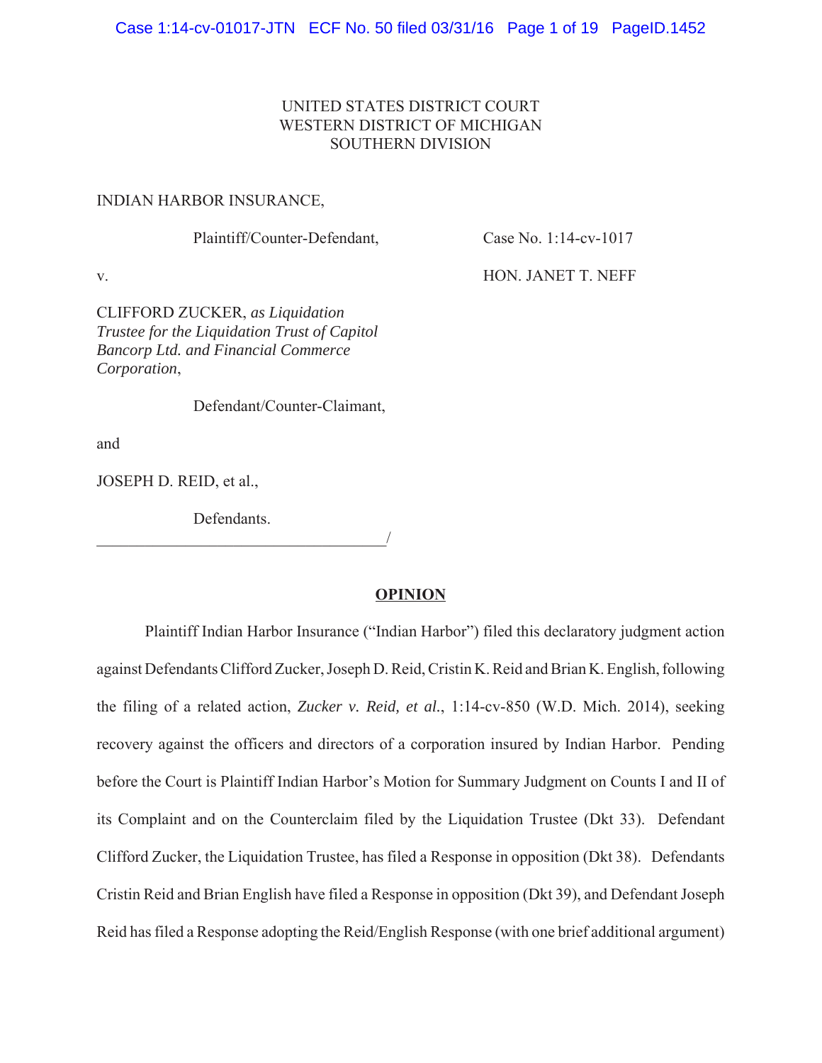UNITED STATES DISTRICT COURT
WESTERN DISTRICT OF MICHIGAN
SOUTHERN DIVISION

INDIAN HARBOR INSURANCE,

Plaintiff/Counter-Defendant,

v.

CLIFFORD ZUCKER, *as Liquidation Trustee for the Liquidation Trust of Capitol Bancorp Ltd. and Financial Commerce Corporation*,

Defendant/Counter-Claimant,

and

JOSEPH D. REID, et al.,

Defendants.

Case No. 1:14-cv-1017

HON. JANET T. NEFF

## OPINION

Plaintiff Indian Harbor Insurance ("Indian Harbor") filed this declaratory judgment action against Defendants Clifford Zucker, Joseph D. Reid, Cristin K. Reid and Brian K. English, following the filing of a related action, *Zucker v. Reid, et al.*, 1:14-cv-850 (W.D. Mich. 2014), seeking recovery against the officers and directors of a corporation insured by Indian Harbor. Pending before the Court is Plaintiff Indian Harbor's Motion for Summary Judgment on Counts I and II of its Complaint and on the Counterclaim filed by the Liquidation Trustee (Dkt 33). Defendant Clifford Zucker, the Liquidation Trustee, has filed a Response in opposition (Dkt 38). Defendants Cristin Reid and Brian English have filed a Response in opposition (Dkt 39), and Defendant Joseph Reid has filed a Response adopting the Reid/English Response (with one brief additional argument)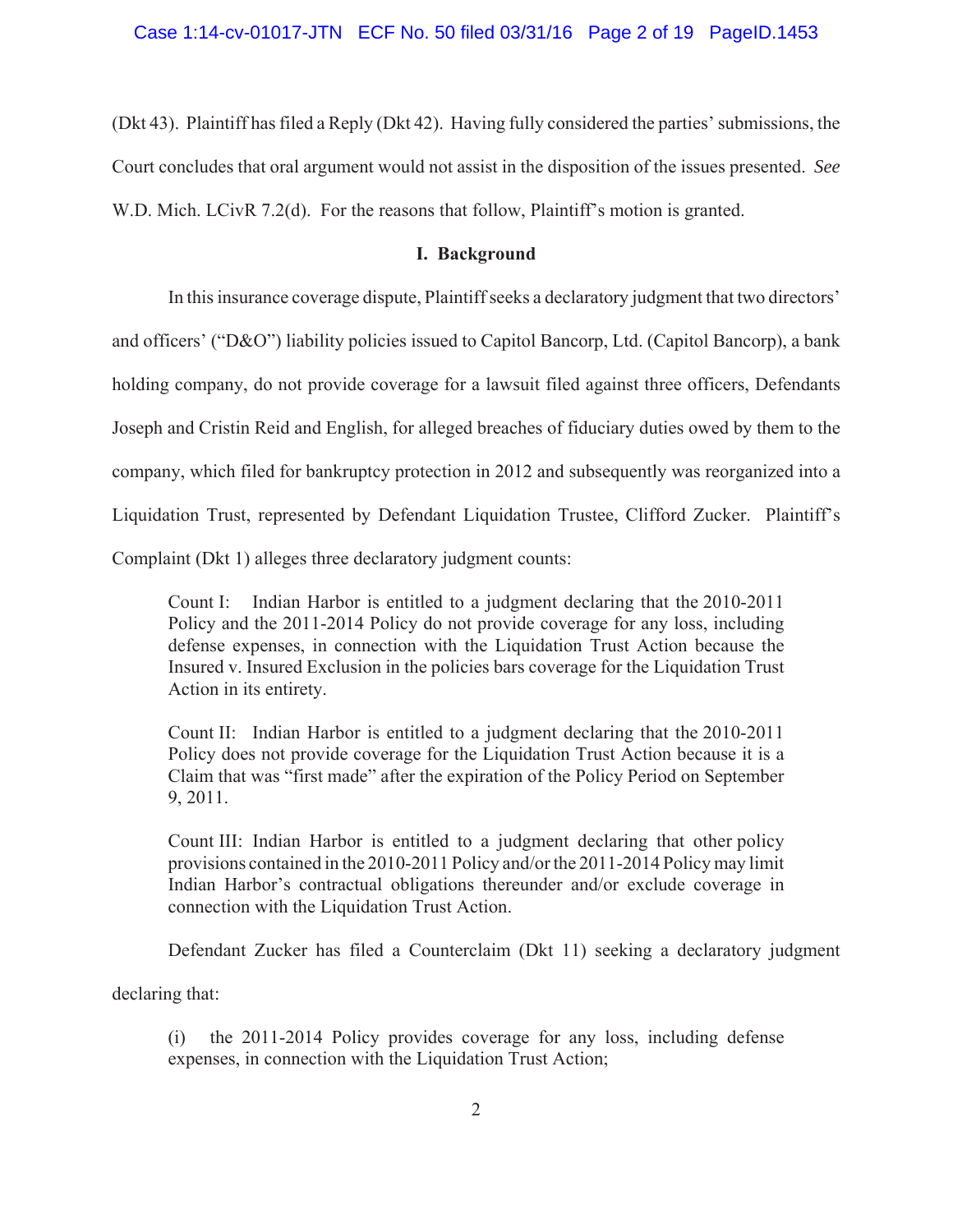(Dkt 43). Plaintiff has filed a Reply (Dkt 42). Having fully considered the parties' submissions, the Court concludes that oral argument would not assist in the disposition of the issues presented. *See* W.D. Mich. LCivR 7.2(d). For the reasons that follow, Plaintiff's motion is granted.

## I. Background

In this insurance coverage dispute, Plaintiff seeks a declaratory judgment that two directors' and officers' ("D&O") liability policies issued to Capitol Bancorp, Ltd. (Capitol Bancorp), a bank holding company, do not provide coverage for a lawsuit filed against three officers, Defendants Joseph and Cristin Reid and English, for alleged breaches of fiduciary duties owed by them to the company, which filed for bankruptcy protection in 2012 and subsequently was reorganized into a Liquidation Trust, represented by Defendant Liquidation Trustee, Clifford Zucker. Plaintiff's Complaint (Dkt 1) alleges three declaratory judgment counts:

> Count I: Indian Harbor is entitled to a judgment declaring that the 2010-2011 Policy and the 2011-2014 Policy do not provide coverage for any loss, including defense expenses, in connection with the Liquidation Trust Action because the Insured v. Insured Exclusion in the policies bars coverage for the Liquidation Trust Action in its entirety.
>
> Count II: Indian Harbor is entitled to a judgment declaring that the 2010-2011 Policy does not provide coverage for the Liquidation Trust Action because it is a Claim that was "first made" after the expiration of the Policy Period on September 9, 2011.
>
> Count III: Indian Harbor is entitled to a judgment declaring that other policy provisions contained in the 2010-2011 Policy and/or the 2011-2014 Policy may limit Indian Harbor's contractual obligations thereunder and/or exclude coverage in connection with the Liquidation Trust Action.

Defendant Zucker has filed a Counterclaim (Dkt 11) seeking a declaratory judgment declaring that:

> (i) the 2011-2014 Policy provides coverage for any loss, including defense expenses, in connection with the Liquidation Trust Action;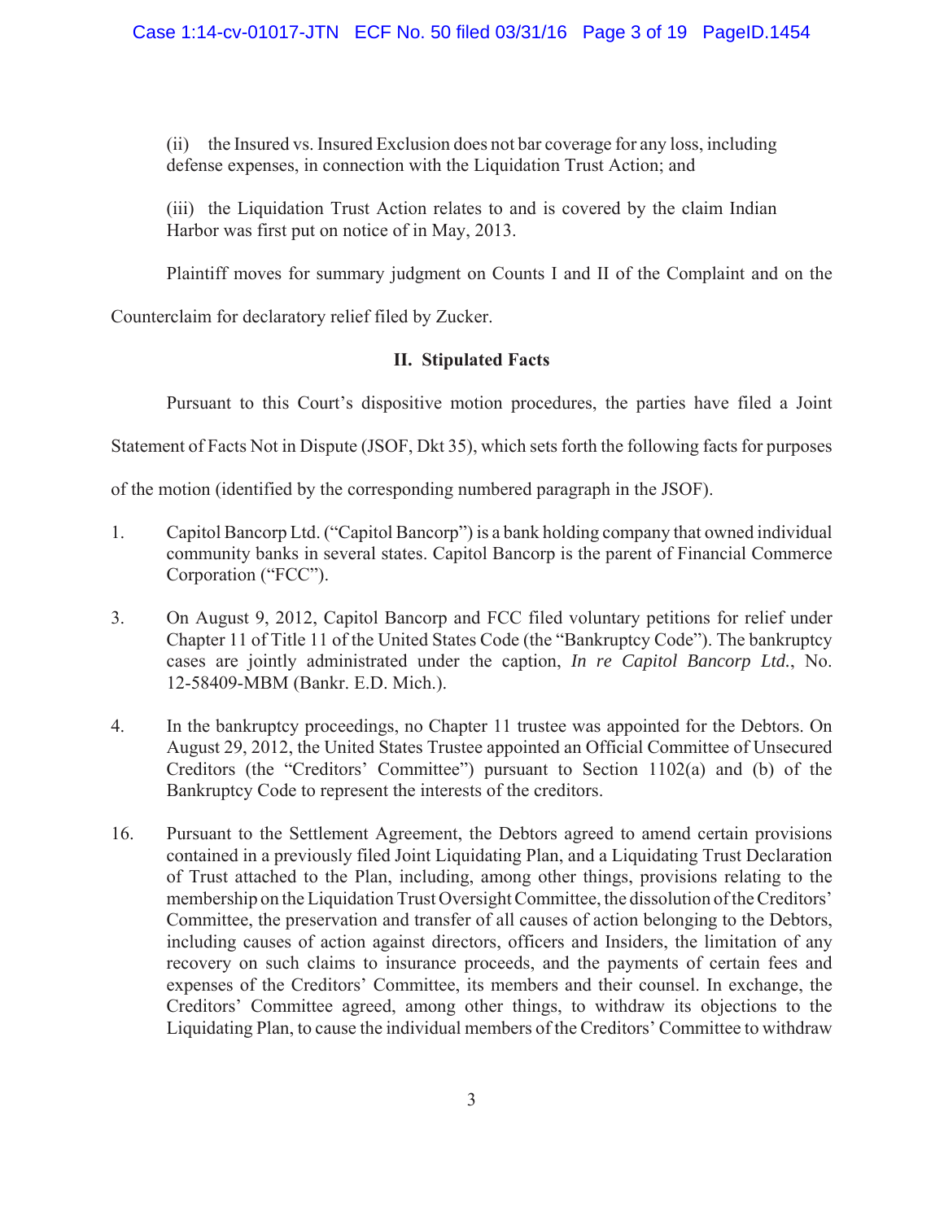(ii) the Insured vs. Insured Exclusion does not bar coverage for any loss, including defense expenses, in connection with the Liquidation Trust Action; and

(iii) the Liquidation Trust Action relates to and is covered by the claim Indian Harbor was first put on notice of in May, 2013.

Plaintiff moves for summary judgment on Counts I and II of the Complaint and on the Counterclaim for declaratory relief filed by Zucker.

## II. Stipulated Facts

Pursuant to this Court's dispositive motion procedures, the parties have filed a Joint Statement of Facts Not in Dispute (JSOF, Dkt 35), which sets forth the following facts for purposes of the motion (identified by the corresponding numbered paragraph in the JSOF).

1. Capitol Bancorp Ltd. ("Capitol Bancorp") is a bank holding company that owned individual community banks in several states. Capitol Bancorp is the parent of Financial Commerce Corporation ("FCC").

3. On August 9, 2012, Capitol Bancorp and FCC filed voluntary petitions for relief under Chapter 11 of Title 11 of the United States Code (the "Bankruptcy Code"). The bankruptcy cases are jointly administrated under the caption, *In re Capitol Bancorp Ltd.*, No. 12-58409-MBM (Bankr. E.D. Mich.).

4. In the bankruptcy proceedings, no Chapter 11 trustee was appointed for the Debtors. On August 29, 2012, the United States Trustee appointed an Official Committee of Unsecured Creditors (the "Creditors' Committee") pursuant to Section 1102(a) and (b) of the Bankruptcy Code to represent the interests of the creditors.

16. Pursuant to the Settlement Agreement, the Debtors agreed to amend certain provisions contained in a previously filed Joint Liquidating Plan, and a Liquidating Trust Declaration of Trust attached to the Plan, including, among other things, provisions relating to the membership on the Liquidation Trust Oversight Committee, the dissolution of the Creditors' Committee, the preservation and transfer of all causes of action belonging to the Debtors, including causes of action against directors, officers and Insiders, the limitation of any recovery on such claims to insurance proceeds, and the payments of certain fees and expenses of the Creditors' Committee, its members and their counsel. In exchange, the Creditors' Committee agreed, among other things, to withdraw its objections to the Liquidating Plan, to cause the individual members of the Creditors' Committee to withdraw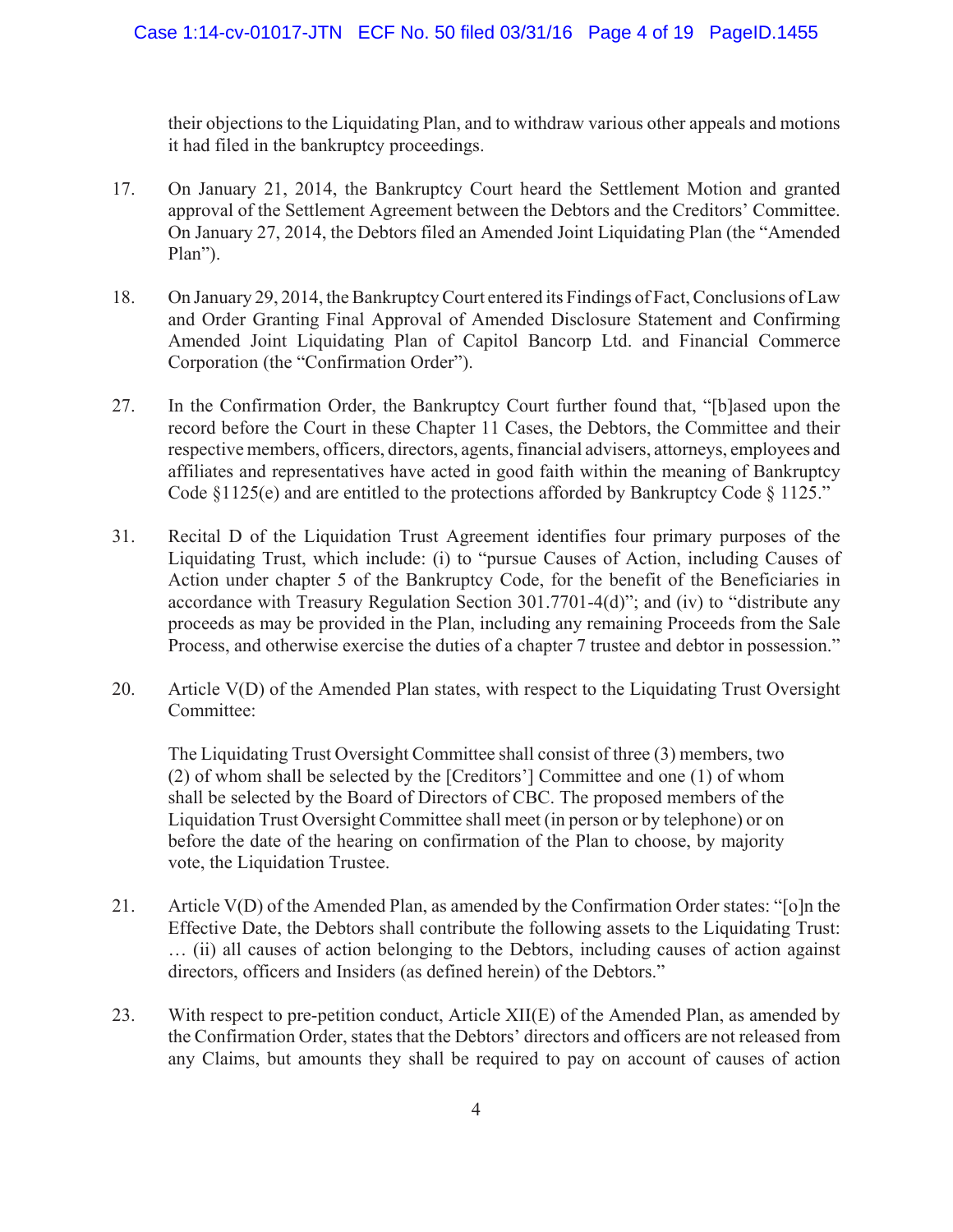their objections to the Liquidating Plan, and to withdraw various other appeals and motions it had filed in the bankruptcy proceedings.

17. On January 21, 2014, the Bankruptcy Court heard the Settlement Motion and granted approval of the Settlement Agreement between the Debtors and the Creditors' Committee. On January 27, 2014, the Debtors filed an Amended Joint Liquidating Plan (the "Amended Plan").

18. On January 29, 2014, the Bankruptcy Court entered its Findings of Fact, Conclusions of Law and Order Granting Final Approval of Amended Disclosure Statement and Confirming Amended Joint Liquidating Plan of Capitol Bancorp Ltd. and Financial Commerce Corporation (the "Confirmation Order").

27. In the Confirmation Order, the Bankruptcy Court further found that, "[b]ased upon the record before the Court in these Chapter 11 Cases, the Debtors, the Committee and their respective members, officers, directors, agents, financial advisers, attorneys, employees and affiliates and representatives have acted in good faith within the meaning of Bankruptcy Code §1125(e) and are entitled to the protections afforded by Bankruptcy Code § 1125."

31. Recital D of the Liquidation Trust Agreement identifies four primary purposes of the Liquidating Trust, which include: (i) to "pursue Causes of Action, including Causes of Action under chapter 5 of the Bankruptcy Code, for the benefit of the Beneficiaries in accordance with Treasury Regulation Section 301.7701-4(d)"; and (iv) to "distribute any proceeds as may be provided in the Plan, including any remaining Proceeds from the Sale Process, and otherwise exercise the duties of a chapter 7 trustee and debtor in possession."

20. Article V(D) of the Amended Plan states, with respect to the Liquidating Trust Oversight Committee:

> The Liquidating Trust Oversight Committee shall consist of three (3) members, two (2) of whom shall be selected by the [Creditors'] Committee and one (1) of whom shall be selected by the Board of Directors of CBC. The proposed members of the Liquidation Trust Oversight Committee shall meet (in person or by telephone) or on before the date of the hearing on confirmation of the Plan to choose, by majority vote, the Liquidation Trustee.

21. Article V(D) of the Amended Plan, as amended by the Confirmation Order states: "[o]n the Effective Date, the Debtors shall contribute the following assets to the Liquidating Trust: … (ii) all causes of action belonging to the Debtors, including causes of action against directors, officers and Insiders (as defined herein) of the Debtors."

23. With respect to pre-petition conduct, Article XII(E) of the Amended Plan, as amended by the Confirmation Order, states that the Debtors' directors and officers are not released from any Claims, but amounts they shall be required to pay on account of causes of action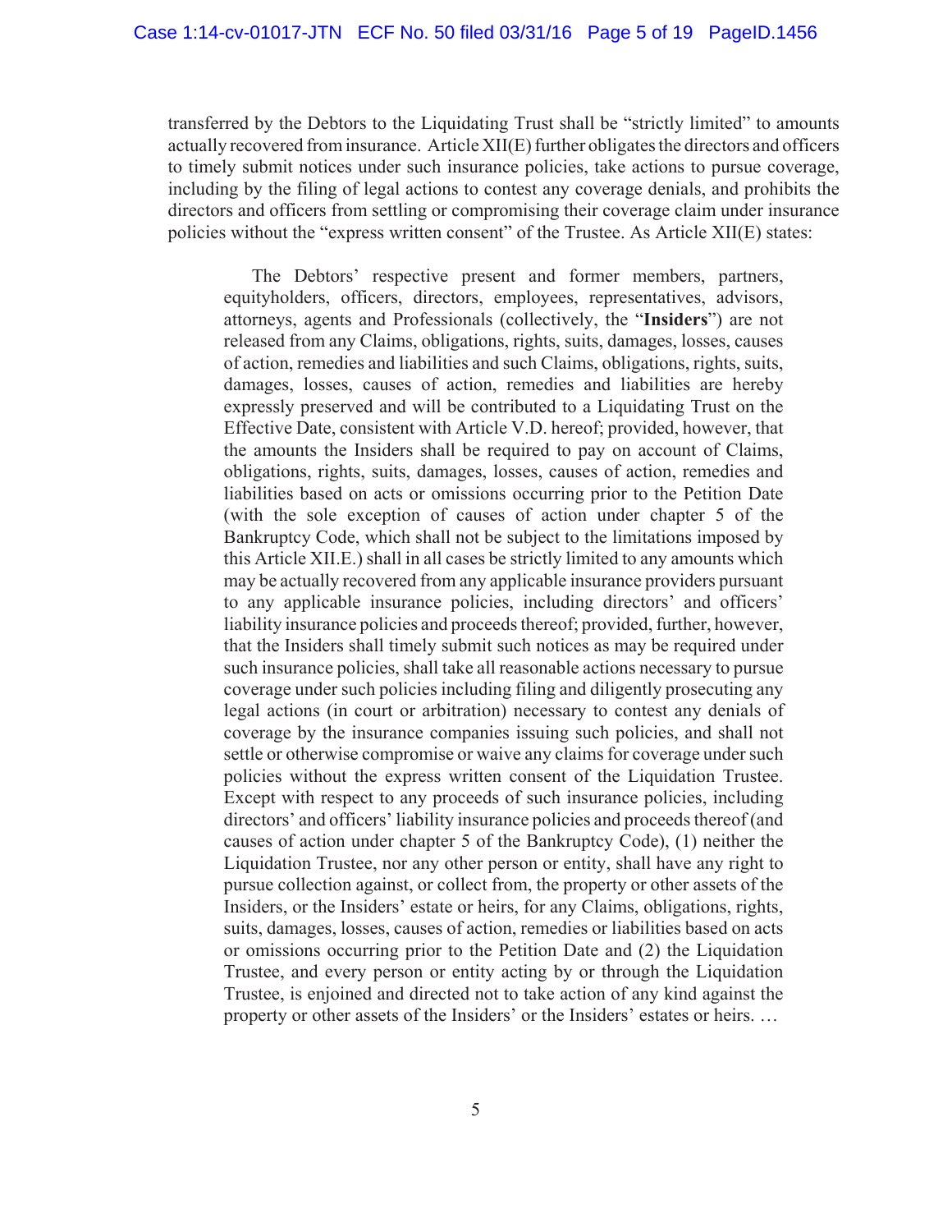transferred by the Debtors to the Liquidating Trust shall be "strictly limited" to amounts actually recovered from insurance. Article XII(E) further obligates the directors and officers to timely submit notices under such insurance policies, take actions to pursue coverage, including by the filing of legal actions to contest any coverage denials, and prohibits the directors and officers from settling or compromising their coverage claim under insurance policies without the "express written consent" of the Trustee. As Article XII(E) states:

> The Debtors' respective present and former members, partners, equityholders, officers, directors, employees, representatives, advisors, attorneys, agents and Professionals (collectively, the "**Insiders**") are not released from any Claims, obligations, rights, suits, damages, losses, causes of action, remedies and liabilities and such Claims, obligations, rights, suits, damages, losses, causes of action, remedies and liabilities are hereby expressly preserved and will be contributed to a Liquidating Trust on the Effective Date, consistent with Article V.D. hereof; provided, however, that the amounts the Insiders shall be required to pay on account of Claims, obligations, rights, suits, damages, losses, causes of action, remedies and liabilities based on acts or omissions occurring prior to the Petition Date (with the sole exception of causes of action under chapter 5 of the Bankruptcy Code, which shall not be subject to the limitations imposed by this Article XII.E.) shall in all cases be strictly limited to any amounts which may be actually recovered from any applicable insurance providers pursuant to any applicable insurance policies, including directors' and officers' liability insurance policies and proceeds thereof; provided, further, however, that the Insiders shall timely submit such notices as may be required under such insurance policies, shall take all reasonable actions necessary to pursue coverage under such policies including filing and diligently prosecuting any legal actions (in court or arbitration) necessary to contest any denials of coverage by the insurance companies issuing such policies, and shall not settle or otherwise compromise or waive any claims for coverage under such policies without the express written consent of the Liquidation Trustee. Except with respect to any proceeds of such insurance policies, including directors' and officers' liability insurance policies and proceeds thereof (and causes of action under chapter 5 of the Bankruptcy Code), (1) neither the Liquidation Trustee, nor any other person or entity, shall have any right to pursue collection against, or collect from, the property or other assets of the Insiders, or the Insiders' estate or heirs, for any Claims, obligations, rights, suits, damages, losses, causes of action, remedies or liabilities based on acts or omissions occurring prior to the Petition Date and (2) the Liquidation Trustee, and every person or entity acting by or through the Liquidation Trustee, is enjoined and directed not to take action of any kind against the property or other assets of the Insiders' or the Insiders' estates or heirs. …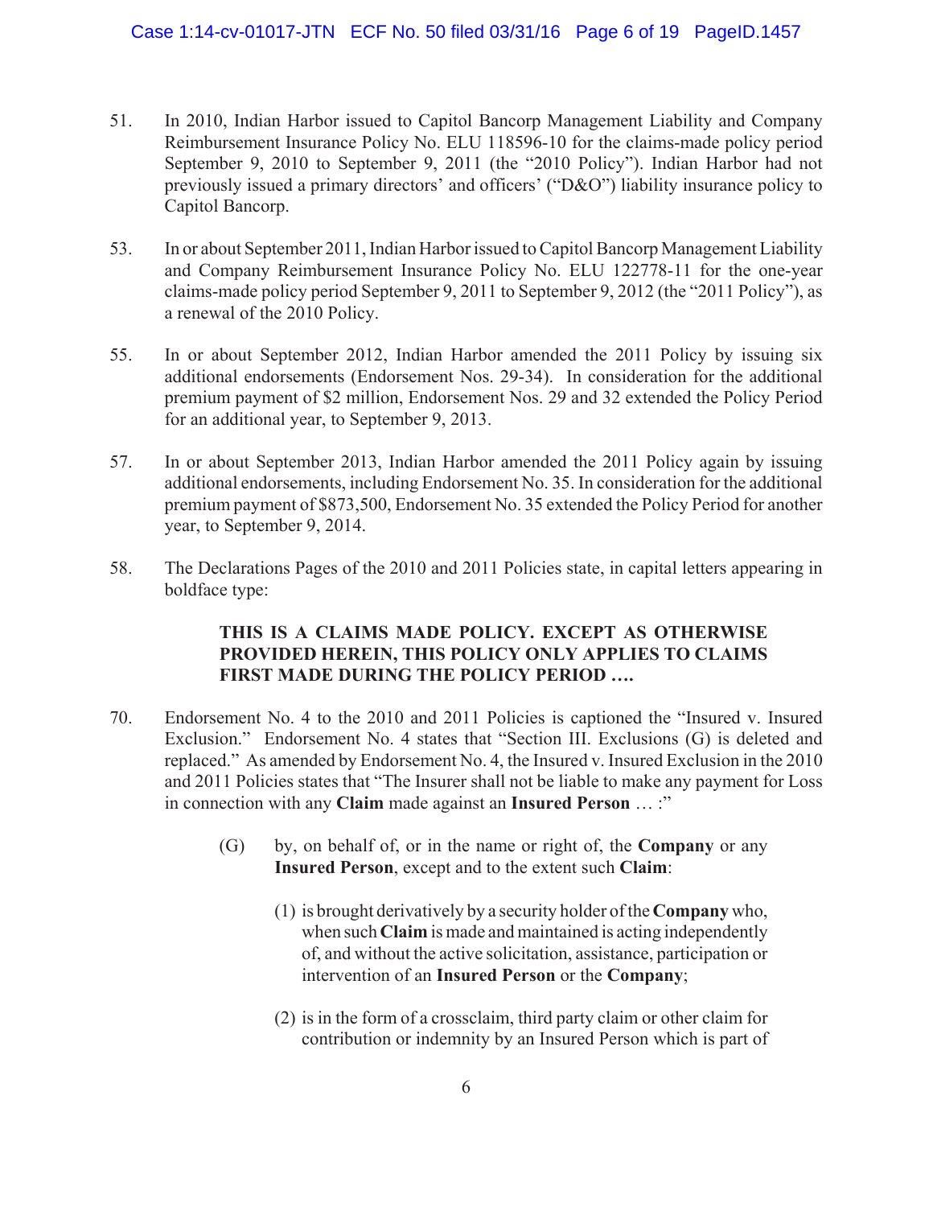51. In 2010, Indian Harbor issued to Capitol Bancorp Management Liability and Company Reimbursement Insurance Policy No. ELU 118596-10 for the claims-made policy period September 9, 2010 to September 9, 2011 (the "2010 Policy"). Indian Harbor had not previously issued a primary directors' and officers' ("D&O") liability insurance policy to Capitol Bancorp.

53. In or about September 2011, Indian Harbor issued to Capitol Bancorp Management Liability and Company Reimbursement Insurance Policy No. ELU 122778-11 for the one-year claims-made policy period September 9, 2011 to September 9, 2012 (the "2011 Policy"), as a renewal of the 2010 Policy.

55. In or about September 2012, Indian Harbor amended the 2011 Policy by issuing six additional endorsements (Endorsement Nos. 29-34). In consideration for the additional premium payment of $2 million, Endorsement Nos. 29 and 32 extended the Policy Period for an additional year, to September 9, 2013.

57. In or about September 2013, Indian Harbor amended the 2011 Policy again by issuing additional endorsements, including Endorsement No. 35. In consideration for the additional premium payment of $873,500, Endorsement No. 35 extended the Policy Period for another year, to September 9, 2014.

58. The Declarations Pages of the 2010 and 2011 Policies state, in capital letters appearing in boldface type:

> **THIS IS A CLAIMS MADE POLICY. EXCEPT AS OTHERWISE PROVIDED HEREIN, THIS POLICY ONLY APPLIES TO CLAIMS FIRST MADE DURING THE POLICY PERIOD ….**

70. Endorsement No. 4 to the 2010 and 2011 Policies is captioned the "Insured v. Insured Exclusion." Endorsement No. 4 states that "Section III. Exclusions (G) is deleted and replaced." As amended by Endorsement No. 4, the Insured v. Insured Exclusion in the 2010 and 2011 Policies states that "The Insurer shall not be liable to make any payment for Loss in connection with any **Claim** made against an **Insured Person** … :"

> (G) by, on behalf of, or in the name or right of, the **Company** or any **Insured Person**, except and to the extent such **Claim**:
>
> (1) is brought derivatively by a security holder of the **Company** who, when such **Claim** is made and maintained is acting independently of, and without the active solicitation, assistance, participation or intervention of an **Insured Person** or the **Company**;
>
> (2) is in the form of a crossclaim, third party claim or other claim for contribution or indemnity by an Insured Person which is part of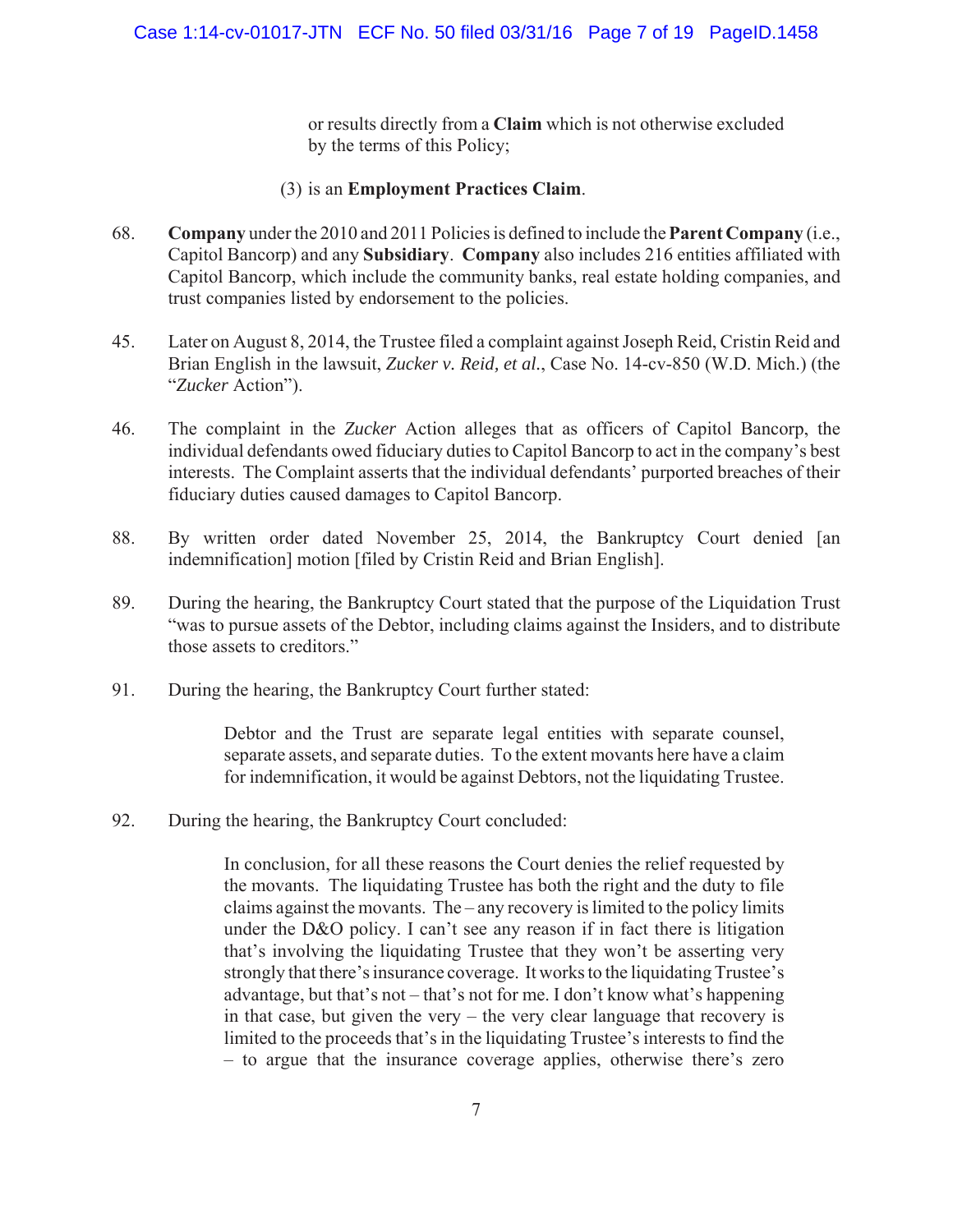or results directly from a **Claim** which is not otherwise excluded by the terms of this Policy;

(3) is an **Employment Practices Claim**.

68. **Company** under the 2010 and 2011 Policies is defined to include the **Parent Company** (i.e., Capitol Bancorp) and any **Subsidiary**. **Company** also includes 216 entities affiliated with Capitol Bancorp, which include the community banks, real estate holding companies, and trust companies listed by endorsement to the policies.

45. Later on August 8, 2014, the Trustee filed a complaint against Joseph Reid, Cristin Reid and Brian English in the lawsuit, *Zucker v. Reid, et al.*, Case No. 14-cv-850 (W.D. Mich.) (the "*Zucker* Action").

46. The complaint in the *Zucker* Action alleges that as officers of Capitol Bancorp, the individual defendants owed fiduciary duties to Capitol Bancorp to act in the company's best interests. The Complaint asserts that the individual defendants' purported breaches of their fiduciary duties caused damages to Capitol Bancorp.

88. By written order dated November 25, 2014, the Bankruptcy Court denied [an indemnification] motion [filed by Cristin Reid and Brian English].

89. During the hearing, the Bankruptcy Court stated that the purpose of the Liquidation Trust "was to pursue assets of the Debtor, including claims against the Insiders, and to distribute those assets to creditors."

91. During the hearing, the Bankruptcy Court further stated:

> Debtor and the Trust are separate legal entities with separate counsel, separate assets, and separate duties. To the extent movants here have a claim for indemnification, it would be against Debtors, not the liquidating Trustee.

92. During the hearing, the Bankruptcy Court concluded:

> In conclusion, for all these reasons the Court denies the relief requested by the movants. The liquidating Trustee has both the right and the duty to file claims against the movants. The – any recovery is limited to the policy limits under the D&O policy. I can't see any reason if in fact there is litigation that's involving the liquidating Trustee that they won't be asserting very strongly that there's insurance coverage. It works to the liquidating Trustee's advantage, but that's not – that's not for me. I don't know what's happening in that case, but given the very – the very clear language that recovery is limited to the proceeds that's in the liquidating Trustee's interests to find the – to argue that the insurance coverage applies, otherwise there's zero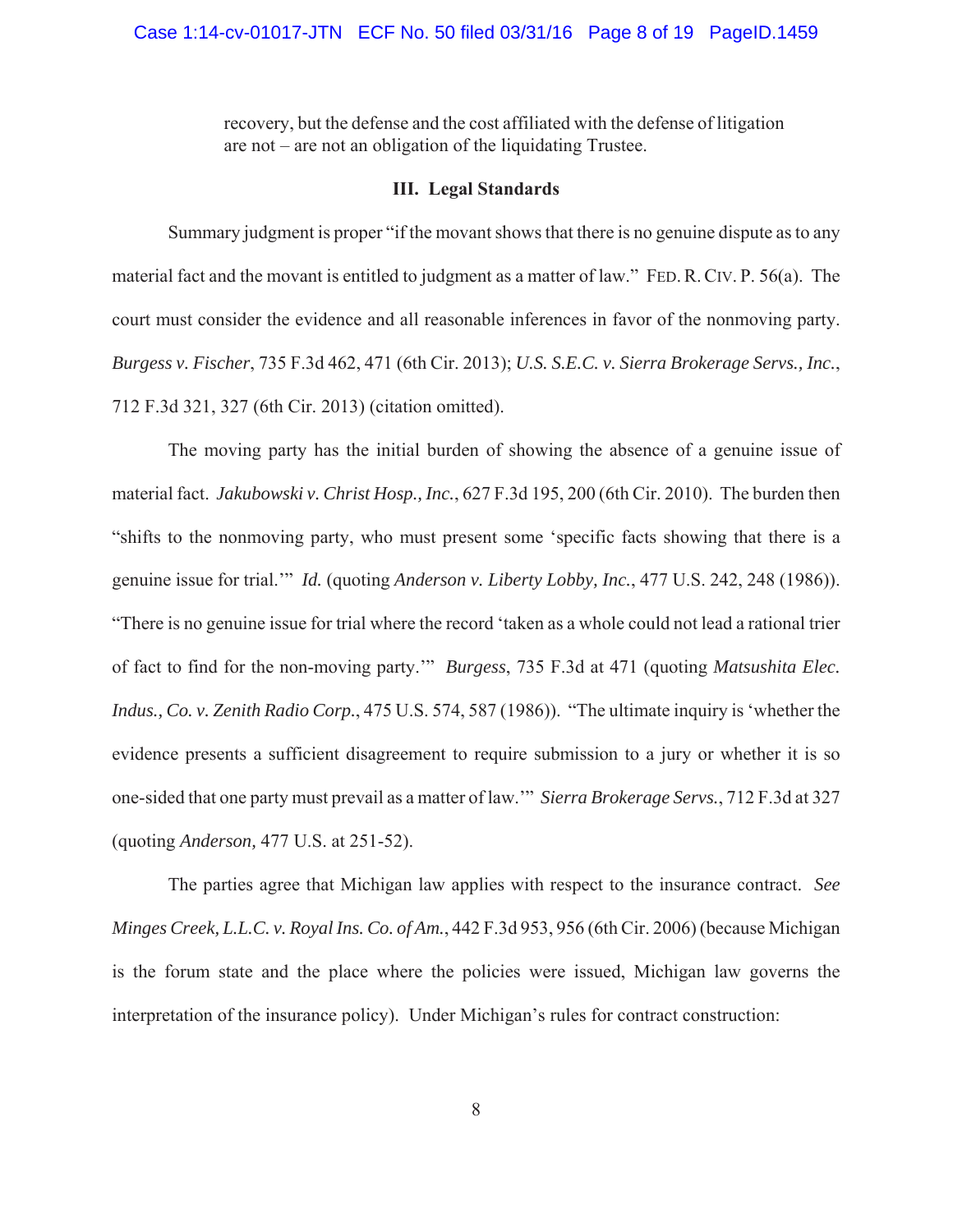> recovery, but the defense and the cost affiliated with the defense of litigation are not – are not an obligation of the liquidating Trustee.

### III. Legal Standards

Summary judgment is proper "if the movant shows that there is no genuine dispute as to any material fact and the movant is entitled to judgment as a matter of law." FED. R. CIV. P. 56(a). The court must consider the evidence and all reasonable inferences in favor of the nonmoving party. *Burgess v. Fischer*, 735 F.3d 462, 471 (6th Cir. 2013); *U.S. S.E.C. v. Sierra Brokerage Servs., Inc.*, 712 F.3d 321, 327 (6th Cir. 2013) (citation omitted).

The moving party has the initial burden of showing the absence of a genuine issue of material fact. *Jakubowski v. Christ Hosp., Inc.*, 627 F.3d 195, 200 (6th Cir. 2010). The burden then "shifts to the nonmoving party, who must present some 'specific facts showing that there is a genuine issue for trial.'" *Id.* (quoting *Anderson v. Liberty Lobby, Inc.*, 477 U.S. 242, 248 (1986)). "There is no genuine issue for trial where the record 'taken as a whole could not lead a rational trier of fact to find for the non-moving party.'" *Burgess*, 735 F.3d at 471 (quoting *Matsushita Elec. Indus., Co. v. Zenith Radio Corp.*, 475 U.S. 574, 587 (1986)). "The ultimate inquiry is 'whether the evidence presents a sufficient disagreement to require submission to a jury or whether it is so one-sided that one party must prevail as a matter of law.'" *Sierra Brokerage Servs.*, 712 F.3d at 327 (quoting *Anderson*, 477 U.S. at 251-52).

The parties agree that Michigan law applies with respect to the insurance contract. *See Minges Creek, L.L.C. v. Royal Ins. Co. of Am.*, 442 F.3d 953, 956 (6th Cir. 2006) (because Michigan is the forum state and the place where the policies were issued, Michigan law governs the interpretation of the insurance policy). Under Michigan's rules for contract construction: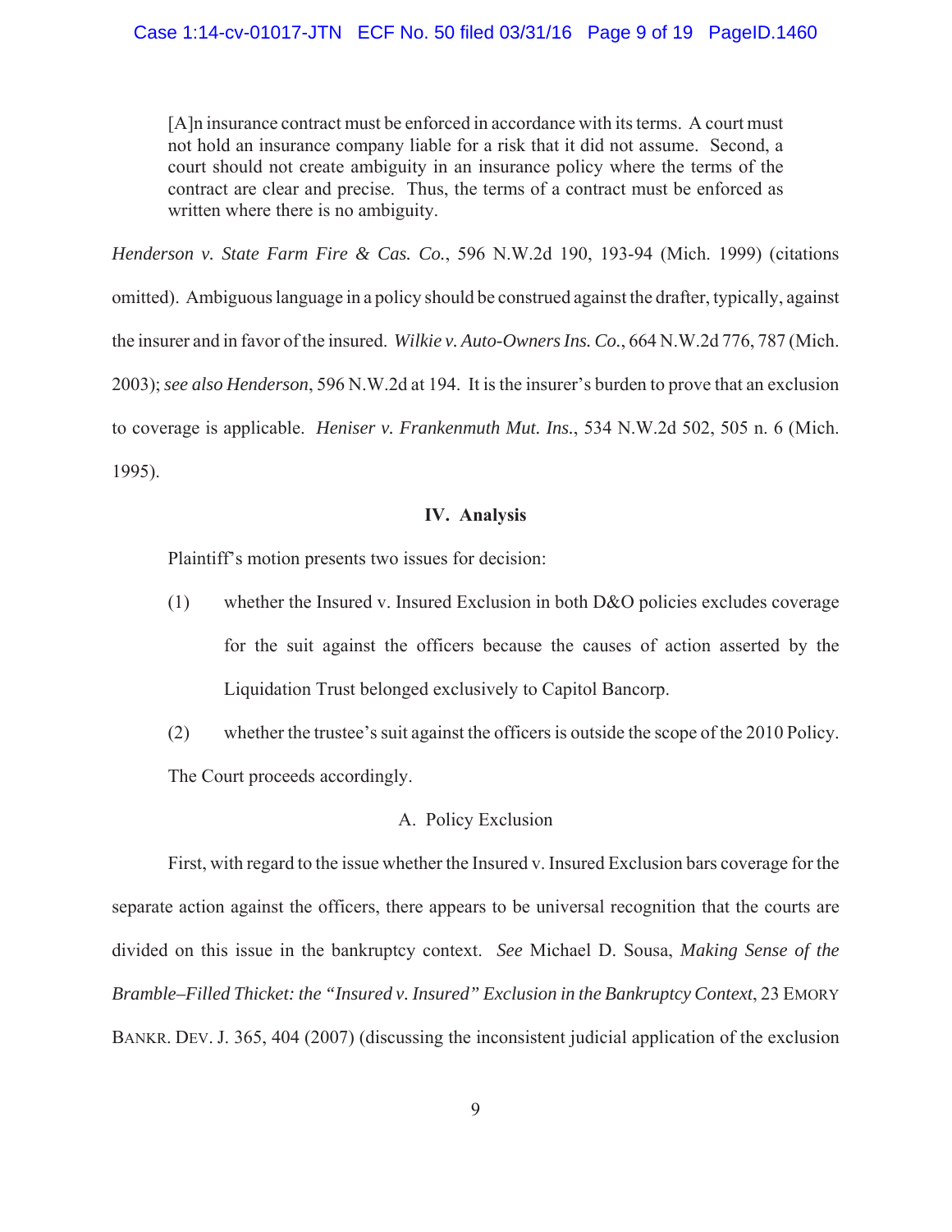> [A]n insurance contract must be enforced in accordance with its terms. A court must not hold an insurance company liable for a risk that it did not assume. Second, a court should not create ambiguity in an insurance policy where the terms of the contract are clear and precise. Thus, the terms of a contract must be enforced as written where there is no ambiguity.

*Henderson v. State Farm Fire & Cas. Co.*, 596 N.W.2d 190, 193-94 (Mich. 1999) (citations omitted). Ambiguous language in a policy should be construed against the drafter, typically, against the insurer and in favor of the insured. *Wilkie v. Auto-Owners Ins. Co.*, 664 N.W.2d 776, 787 (Mich. 2003); *see also Henderson*, 596 N.W.2d at 194. It is the insurer's burden to prove that an exclusion to coverage is applicable. *Heniser v. Frankenmuth Mut. Ins.*, 534 N.W.2d 502, 505 n. 6 (Mich. 1995).

## IV. Analysis

Plaintiff's motion presents two issues for decision:

(1) whether the Insured v. Insured Exclusion in both D&O policies excludes coverage for the suit against the officers because the causes of action asserted by the Liquidation Trust belonged exclusively to Capitol Bancorp.

(2) whether the trustee's suit against the officers is outside the scope of the 2010 Policy.

The Court proceeds accordingly.

### A. Policy Exclusion

First, with regard to the issue whether the Insured v. Insured Exclusion bars coverage for the separate action against the officers, there appears to be universal recognition that the courts are divided on this issue in the bankruptcy context. *See* Michael D. Sousa, *Making Sense of the Bramble–Filled Thicket: the "Insured v. Insured" Exclusion in the Bankruptcy Context*, 23 EMORY BANKR. DEV. J. 365, 404 (2007) (discussing the inconsistent judicial application of the exclusion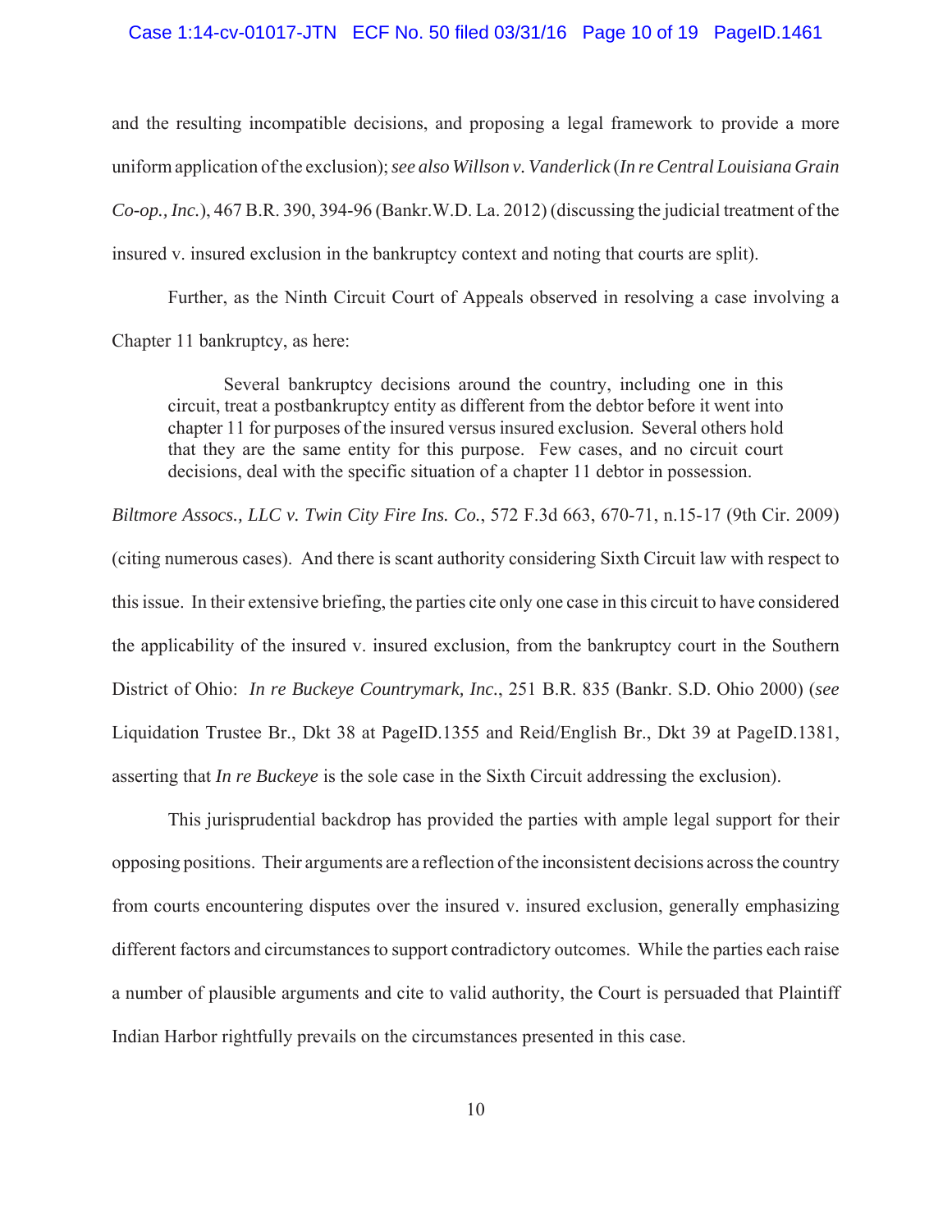and the resulting incompatible decisions, and proposing a legal framework to provide a more uniform application of the exclusion); *see also Willson v. Vanderlick* (*In re Central Louisiana Grain Co-op., Inc.*), 467 B.R. 390, 394-96 (Bankr.W.D. La. 2012) (discussing the judicial treatment of the insured v. insured exclusion in the bankruptcy context and noting that courts are split).

Further, as the Ninth Circuit Court of Appeals observed in resolving a case involving a Chapter 11 bankruptcy, as here:

> Several bankruptcy decisions around the country, including one in this circuit, treat a postbankruptcy entity as different from the debtor before it went into chapter 11 for purposes of the insured versus insured exclusion. Several others hold that they are the same entity for this purpose. Few cases, and no circuit court decisions, deal with the specific situation of a chapter 11 debtor in possession.

*Biltmore Assocs., LLC v. Twin City Fire Ins. Co.*, 572 F.3d 663, 670-71, n.15-17 (9th Cir. 2009) (citing numerous cases). And there is scant authority considering Sixth Circuit law with respect to this issue. In their extensive briefing, the parties cite only one case in this circuit to have considered the applicability of the insured v. insured exclusion, from the bankruptcy court in the Southern District of Ohio: *In re Buckeye Countrymark, Inc.*, 251 B.R. 835 (Bankr. S.D. Ohio 2000) (*see* Liquidation Trustee Br., Dkt 38 at PageID.1355 and Reid/English Br., Dkt 39 at PageID.1381, asserting that *In re Buckeye* is the sole case in the Sixth Circuit addressing the exclusion).

This jurisprudential backdrop has provided the parties with ample legal support for their opposing positions. Their arguments are a reflection of the inconsistent decisions across the country from courts encountering disputes over the insured v. insured exclusion, generally emphasizing different factors and circumstances to support contradictory outcomes. While the parties each raise a number of plausible arguments and cite to valid authority, the Court is persuaded that Plaintiff Indian Harbor rightfully prevails on the circumstances presented in this case.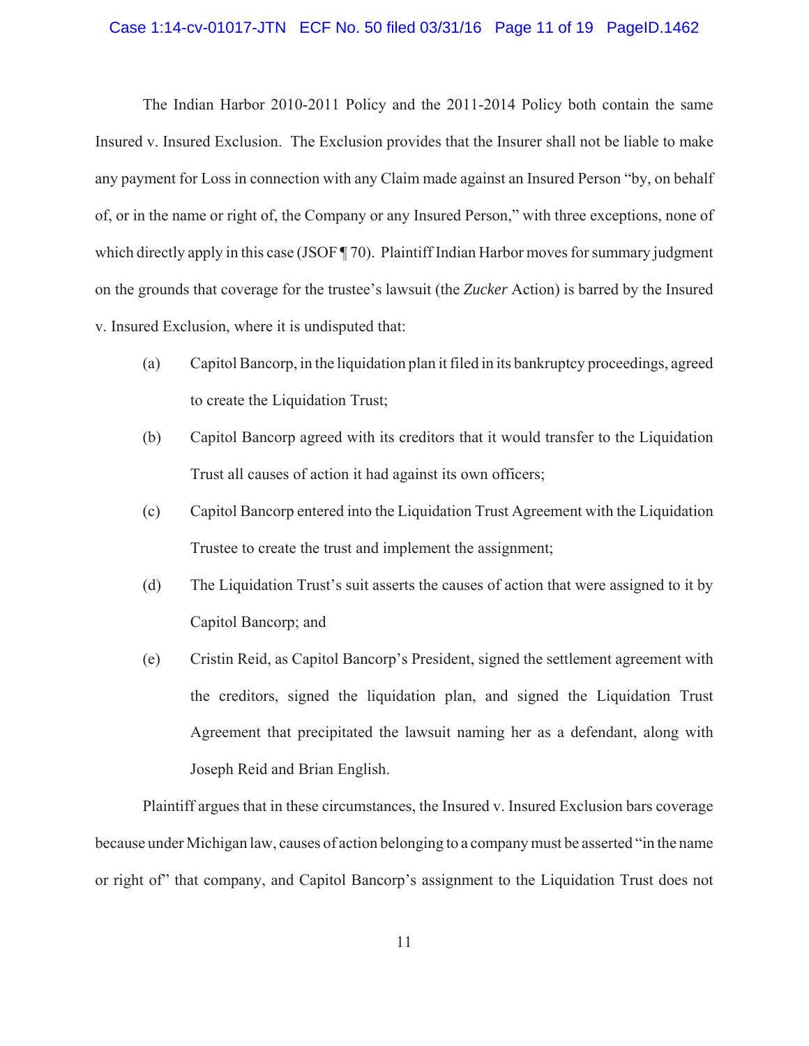The Indian Harbor 2010-2011 Policy and the 2011-2014 Policy both contain the same Insured v. Insured Exclusion. The Exclusion provides that the Insurer shall not be liable to make any payment for Loss in connection with any Claim made against an Insured Person "by, on behalf of, or in the name or right of, the Company or any Insured Person," with three exceptions, none of which directly apply in this case (JSOF ¶ 70). Plaintiff Indian Harbor moves for summary judgment on the grounds that coverage for the trustee's lawsuit (the *Zucker* Action) is barred by the Insured v. Insured Exclusion, where it is undisputed that:

(a) Capitol Bancorp, in the liquidation plan it filed in its bankruptcy proceedings, agreed to create the Liquidation Trust;

(b) Capitol Bancorp agreed with its creditors that it would transfer to the Liquidation Trust all causes of action it had against its own officers;

(c) Capitol Bancorp entered into the Liquidation Trust Agreement with the Liquidation Trustee to create the trust and implement the assignment;

(d) The Liquidation Trust's suit asserts the causes of action that were assigned to it by Capitol Bancorp; and

(e) Cristin Reid, as Capitol Bancorp's President, signed the settlement agreement with the creditors, signed the liquidation plan, and signed the Liquidation Trust Agreement that precipitated the lawsuit naming her as a defendant, along with Joseph Reid and Brian English.

Plaintiff argues that in these circumstances, the Insured v. Insured Exclusion bars coverage because under Michigan law, causes of action belonging to a company must be asserted "in the name or right of" that company, and Capitol Bancorp's assignment to the Liquidation Trust does not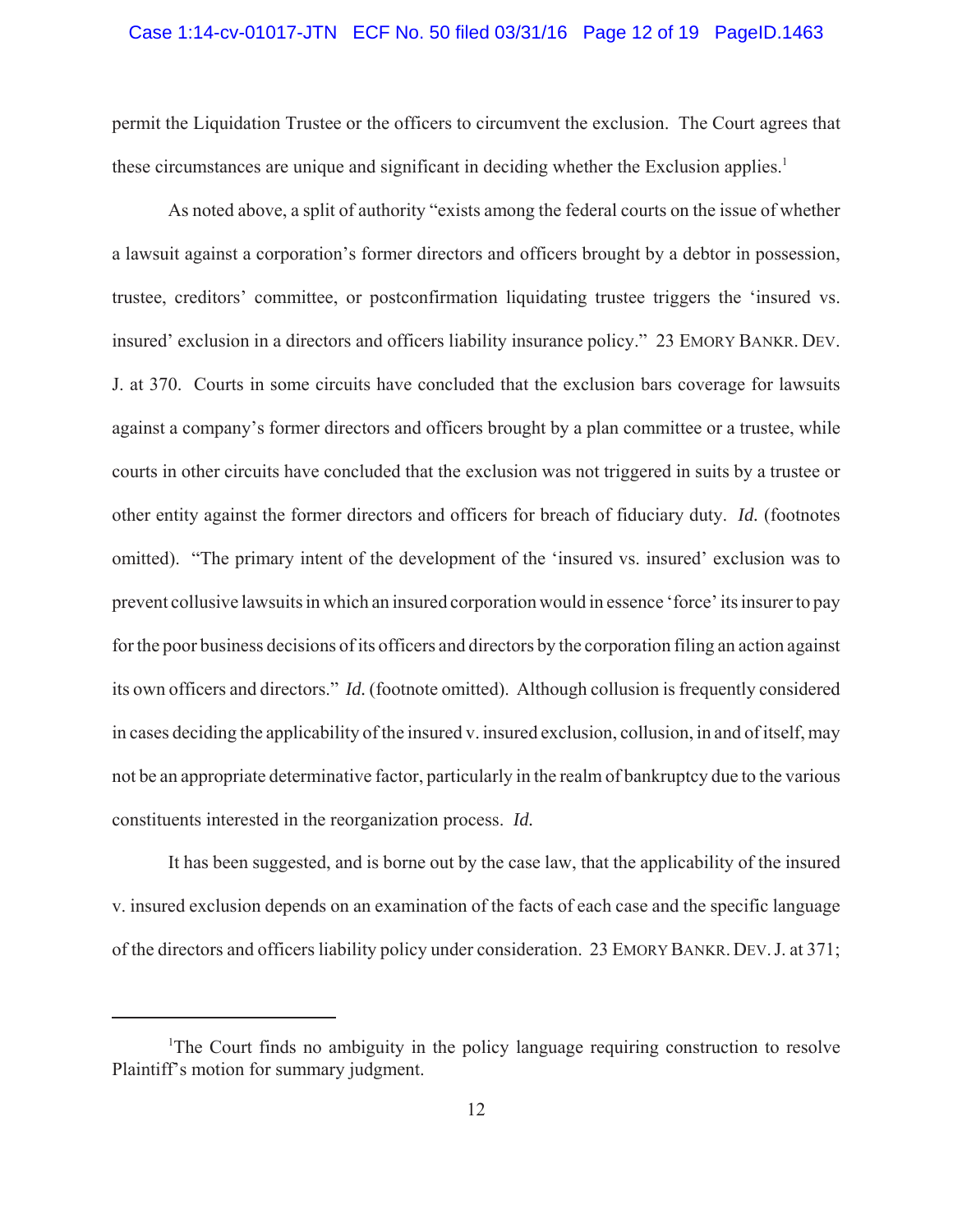permit the Liquidation Trustee or the officers to circumvent the exclusion. The Court agrees that these circumstances are unique and significant in deciding whether the Exclusion applies.[1]

As noted above, a split of authority "exists among the federal courts on the issue of whether a lawsuit against a corporation's former directors and officers brought by a debtor in possession, trustee, creditors' committee, or postconfirmation liquidating trustee triggers the 'insured vs. insured' exclusion in a directors and officers liability insurance policy." 23 EMORY BANKR. DEV. J. at 370. Courts in some circuits have concluded that the exclusion bars coverage for lawsuits against a company's former directors and officers brought by a plan committee or a trustee, while courts in other circuits have concluded that the exclusion was not triggered in suits by a trustee or other entity against the former directors and officers for breach of fiduciary duty. *Id.* (footnotes omitted). "The primary intent of the development of the 'insured vs. insured' exclusion was to prevent collusive lawsuits in which an insured corporation would in essence 'force' its insurer to pay for the poor business decisions of its officers and directors by the corporation filing an action against its own officers and directors." *Id.* (footnote omitted). Although collusion is frequently considered in cases deciding the applicability of the insured v. insured exclusion, collusion, in and of itself, may not be an appropriate determinative factor, particularly in the realm of bankruptcy due to the various constituents interested in the reorganization process. *Id.*

It has been suggested, and is borne out by the case law, that the applicability of the insured v. insured exclusion depends on an examination of the facts of each case and the specific language of the directors and officers liability policy under consideration. 23 EMORY BANKR. DEV. J. at 371;

---

[1]The Court finds no ambiguity in the policy language requiring construction to resolve Plaintiff's motion for summary judgment.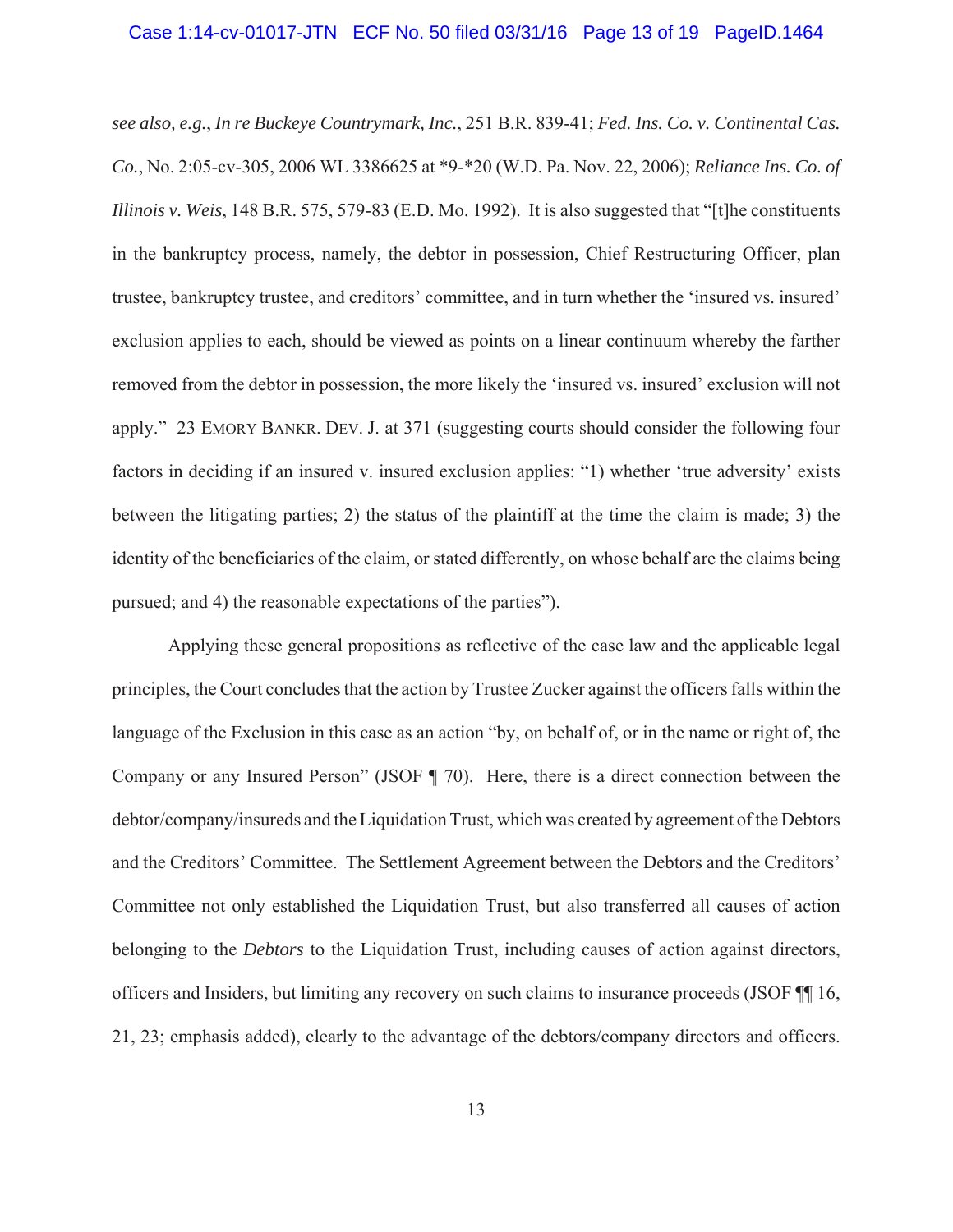*see also, e.g.*, *In re Buckeye Countrymark, Inc.*, 251 B.R. 839-41; *Fed. Ins. Co. v. Continental Cas. Co.*, No. 2:05-cv-305, 2006 WL 3386625 at *9-*20 (W.D. Pa. Nov. 22, 2006); *Reliance Ins. Co. of Illinois v. Weis*, 148 B.R. 575, 579-83 (E.D. Mo. 1992). It is also suggested that "[t]he constituents in the bankruptcy process, namely, the debtor in possession, Chief Restructuring Officer, plan trustee, bankruptcy trustee, and creditors' committee, and in turn whether the 'insured vs. insured' exclusion applies to each, should be viewed as points on a linear continuum whereby the farther removed from the debtor in possession, the more likely the 'insured vs. insured' exclusion will not apply." 23 EMORY BANKR. DEV. J. at 371 (suggesting courts should consider the following four factors in deciding if an insured v. insured exclusion applies: "1) whether 'true adversity' exists between the litigating parties; 2) the status of the plaintiff at the time the claim is made; 3) the identity of the beneficiaries of the claim, or stated differently, on whose behalf are the claims being pursued; and 4) the reasonable expectations of the parties").

Applying these general propositions as reflective of the case law and the applicable legal principles, the Court concludes that the action by Trustee Zucker against the officers falls within the language of the Exclusion in this case as an action "by, on behalf of, or in the name or right of, the Company or any Insured Person" (JSOF ¶ 70). Here, there is a direct connection between the debtor/company/insureds and the Liquidation Trust, which was created by agreement of the Debtors and the Creditors' Committee. The Settlement Agreement between the Debtors and the Creditors' Committee not only established the Liquidation Trust, but also transferred all causes of action belonging to the *Debtors* to the Liquidation Trust, including causes of action against directors, officers and Insiders, but limiting any recovery on such claims to insurance proceeds (JSOF ¶¶ 16, 21, 23; emphasis added), clearly to the advantage of the debtors/company directors and officers.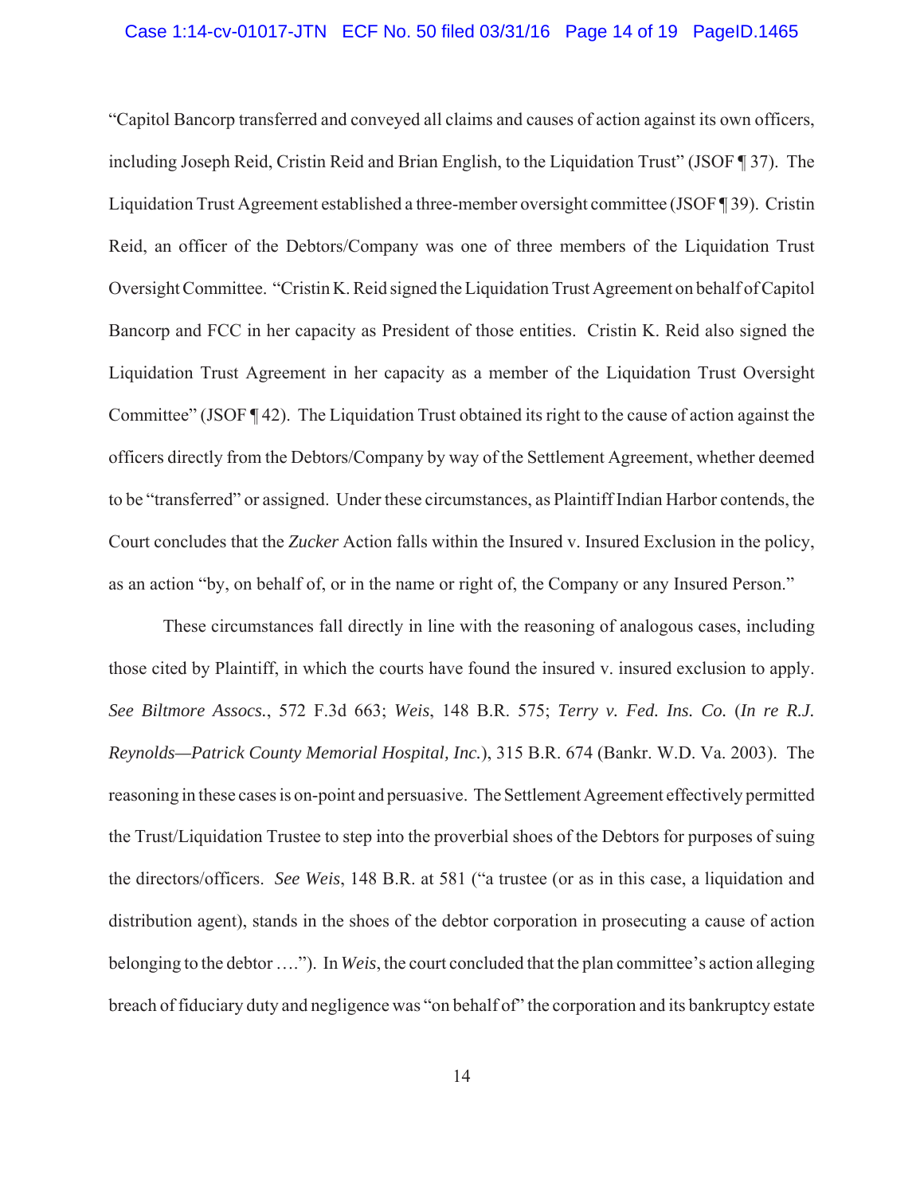"Capitol Bancorp transferred and conveyed all claims and causes of action against its own officers, including Joseph Reid, Cristin Reid and Brian English, to the Liquidation Trust" (JSOF ¶ 37). The Liquidation Trust Agreement established a three-member oversight committee (JSOF ¶ 39). Cristin Reid, an officer of the Debtors/Company was one of three members of the Liquidation Trust Oversight Committee. "Cristin K. Reid signed the Liquidation Trust Agreement on behalf of Capitol Bancorp and FCC in her capacity as President of those entities. Cristin K. Reid also signed the Liquidation Trust Agreement in her capacity as a member of the Liquidation Trust Oversight Committee" (JSOF ¶ 42). The Liquidation Trust obtained its right to the cause of action against the officers directly from the Debtors/Company by way of the Settlement Agreement, whether deemed to be "transferred" or assigned. Under these circumstances, as Plaintiff Indian Harbor contends, the Court concludes that the *Zucker* Action falls within the Insured v. Insured Exclusion in the policy, as an action "by, on behalf of, or in the name or right of, the Company or any Insured Person."

These circumstances fall directly in line with the reasoning of analogous cases, including those cited by Plaintiff, in which the courts have found the insured v. insured exclusion to apply. *See Biltmore Assocs.*, 572 F.3d 663; *Weis*, 148 B.R. 575; *Terry v. Fed. Ins. Co.* (*In re R.J. Reynolds—Patrick County Memorial Hospital, Inc.*), 315 B.R. 674 (Bankr. W.D. Va. 2003). The reasoning in these cases is on-point and persuasive. The Settlement Agreement effectively permitted the Trust/Liquidation Trustee to step into the proverbial shoes of the Debtors for purposes of suing the directors/officers. *See Weis*, 148 B.R. at 581 ("a trustee (or as in this case, a liquidation and distribution agent), stands in the shoes of the debtor corporation in prosecuting a cause of action belonging to the debtor …."). In *Weis*, the court concluded that the plan committee's action alleging breach of fiduciary duty and negligence was "on behalf of" the corporation and its bankruptcy estate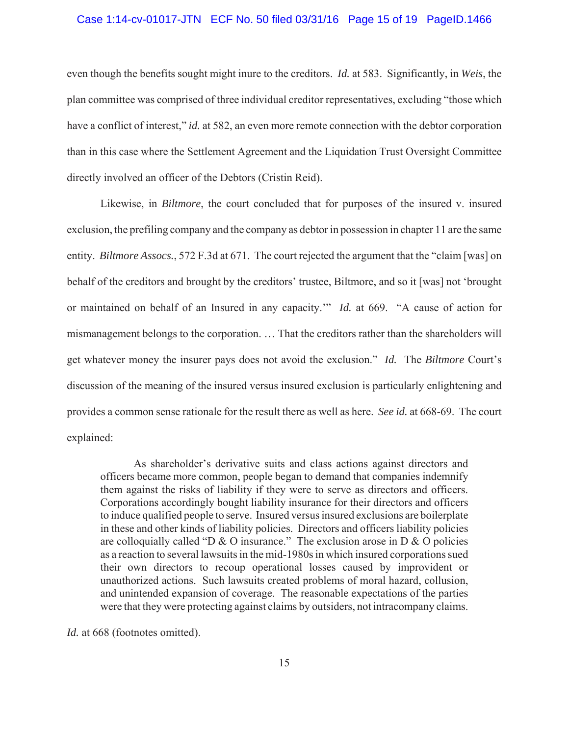even though the benefits sought might inure to the creditors. *Id.* at 583. Significantly, in *Weis*, the plan committee was comprised of three individual creditor representatives, excluding "those which have a conflict of interest," *id.* at 582, an even more remote connection with the debtor corporation than in this case where the Settlement Agreement and the Liquidation Trust Oversight Committee directly involved an officer of the Debtors (Cristin Reid).

Likewise, in *Biltmore*, the court concluded that for purposes of the insured v. insured exclusion, the prefiling company and the company as debtor in possession in chapter 11 are the same entity. *Biltmore Assocs.*, 572 F.3d at 671. The court rejected the argument that the "claim [was] on behalf of the creditors and brought by the creditors' trustee, Biltmore, and so it [was] not 'brought or maintained on behalf of an Insured in any capacity.'" *Id.* at 669. "A cause of action for mismanagement belongs to the corporation. … That the creditors rather than the shareholders will get whatever money the insurer pays does not avoid the exclusion." *Id.* The *Biltmore* Court's discussion of the meaning of the insured versus insured exclusion is particularly enlightening and provides a common sense rationale for the result there as well as here. *See id.* at 668-69. The court explained:

> As shareholder's derivative suits and class actions against directors and officers became more common, people began to demand that companies indemnify them against the risks of liability if they were to serve as directors and officers. Corporations accordingly bought liability insurance for their directors and officers to induce qualified people to serve. Insured versus insured exclusions are boilerplate in these and other kinds of liability policies. Directors and officers liability policies are colloquially called "D & O insurance." The exclusion arose in D & O policies as a reaction to several lawsuits in the mid-1980s in which insured corporations sued their own directors to recoup operational losses caused by improvident or unauthorized actions. Such lawsuits created problems of moral hazard, collusion, and unintended expansion of coverage. The reasonable expectations of the parties were that they were protecting against claims by outsiders, not intracompany claims.

*Id.* at 668 (footnotes omitted).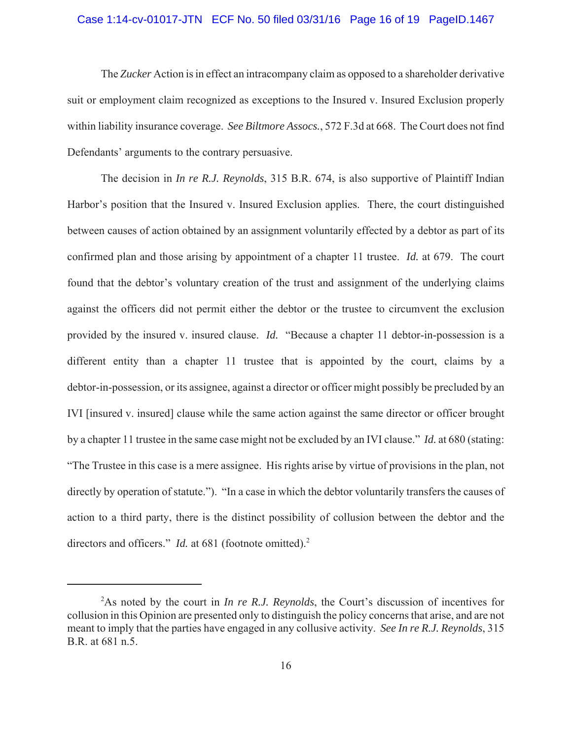The *Zucker* Action is in effect an intracompany claim as opposed to a shareholder derivative suit or employment claim recognized as exceptions to the Insured v. Insured Exclusion properly within liability insurance coverage. *See Biltmore Assocs.*, 572 F.3d at 668. The Court does not find Defendants' arguments to the contrary persuasive.

The decision in *In re R.J. Reynolds*, 315 B.R. 674, is also supportive of Plaintiff Indian Harbor's position that the Insured v. Insured Exclusion applies. There, the court distinguished between causes of action obtained by an assignment voluntarily effected by a debtor as part of its confirmed plan and those arising by appointment of a chapter 11 trustee. *Id.* at 679. The court found that the debtor's voluntary creation of the trust and assignment of the underlying claims against the officers did not permit either the debtor or the trustee to circumvent the exclusion provided by the insured v. insured clause. *Id.* "Because a chapter 11 debtor-in-possession is a different entity than a chapter 11 trustee that is appointed by the court, claims by a debtor-in-possession, or its assignee, against a director or officer might possibly be precluded by an IVI [insured v. insured] clause while the same action against the same director or officer brought by a chapter 11 trustee in the same case might not be excluded by an IVI clause." *Id.* at 680 (stating: "The Trustee in this case is a mere assignee. His rights arise by virtue of provisions in the plan, not directly by operation of statute."). "In a case in which the debtor voluntarily transfers the causes of action to a third party, there is the distinct possibility of collusion between the debtor and the directors and officers." *Id.* at 681 (footnote omitted).[2]

---

[2]As noted by the court in *In re R.J. Reynolds*, the Court's discussion of incentives for collusion in this Opinion are presented only to distinguish the policy concerns that arise, and are not meant to imply that the parties have engaged in any collusive activity. *See In re R.J. Reynolds*, 315 B.R. at 681 n.5.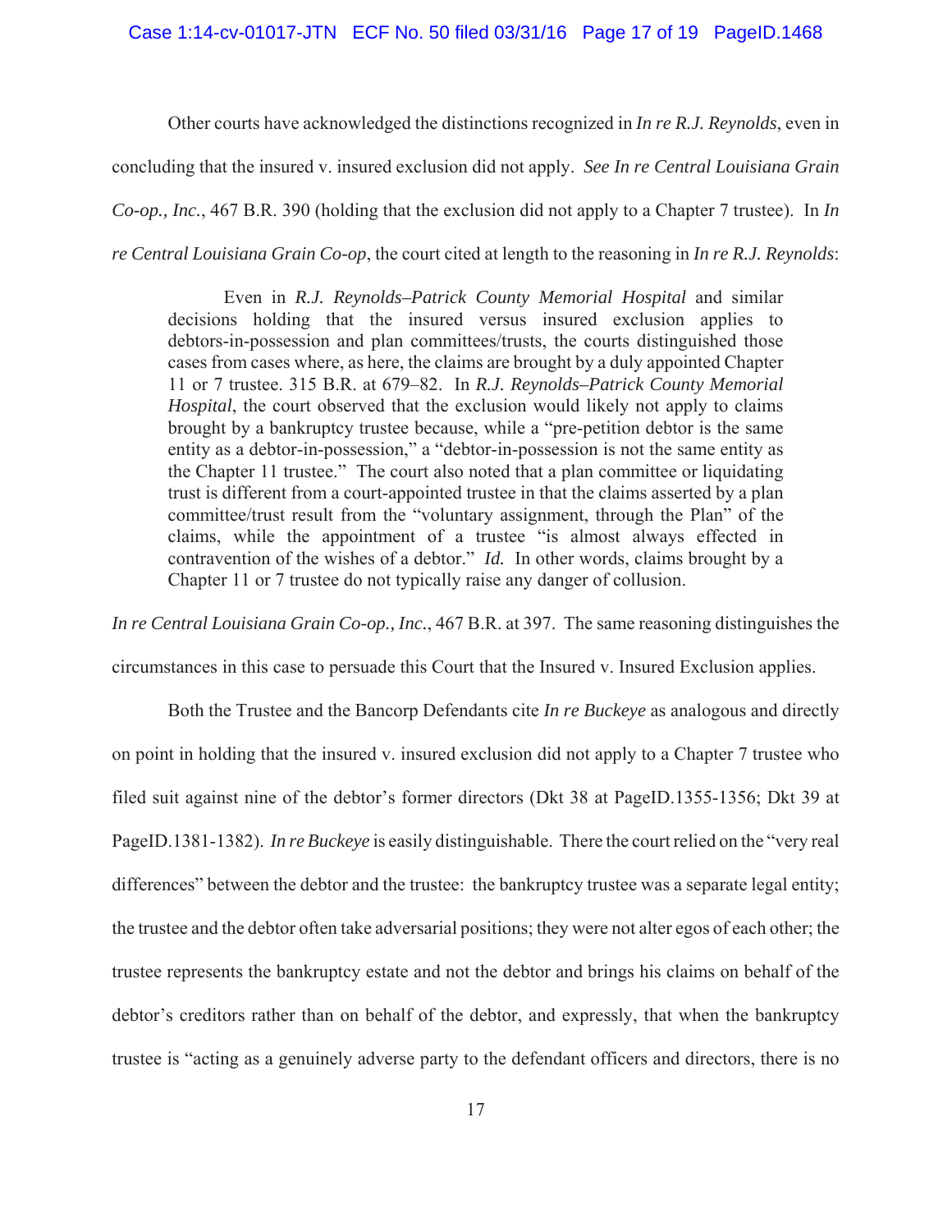Other courts have acknowledged the distinctions recognized in *In re R.J. Reynolds*, even in concluding that the insured v. insured exclusion did not apply. *See In re Central Louisiana Grain Co-op., Inc.*, 467 B.R. 390 (holding that the exclusion did not apply to a Chapter 7 trustee). In *In re Central Louisiana Grain Co-op*, the court cited at length to the reasoning in *In re R.J. Reynolds*:

> Even in *R.J. Reynolds–Patrick County Memorial Hospital* and similar decisions holding that the insured versus insured exclusion applies to debtors-in-possession and plan committees/trusts, the courts distinguished those cases from cases where, as here, the claims are brought by a duly appointed Chapter 11 or 7 trustee. 315 B.R. at 679–82. In *R.J. Reynolds–Patrick County Memorial Hospital*, the court observed that the exclusion would likely not apply to claims brought by a bankruptcy trustee because, while a "pre-petition debtor is the same entity as a debtor-in-possession," a "debtor-in-possession is not the same entity as the Chapter 11 trustee." The court also noted that a plan committee or liquidating trust is different from a court-appointed trustee in that the claims asserted by a plan committee/trust result from the "voluntary assignment, through the Plan" of the claims, while the appointment of a trustee "is almost always effected in contravention of the wishes of a debtor." *Id.* In other words, claims brought by a Chapter 11 or 7 trustee do not typically raise any danger of collusion.

*In re Central Louisiana Grain Co-op., Inc.*, 467 B.R. at 397. The same reasoning distinguishes the circumstances in this case to persuade this Court that the Insured v. Insured Exclusion applies.

Both the Trustee and the Bancorp Defendants cite *In re Buckeye* as analogous and directly on point in holding that the insured v. insured exclusion did not apply to a Chapter 7 trustee who filed suit against nine of the debtor's former directors (Dkt 38 at PageID.1355-1356; Dkt 39 at PageID.1381-1382). *In re Buckeye* is easily distinguishable. There the court relied on the "very real differences" between the debtor and the trustee: the bankruptcy trustee was a separate legal entity; the trustee and the debtor often take adversarial positions; they were not alter egos of each other; the trustee represents the bankruptcy estate and not the debtor and brings his claims on behalf of the debtor's creditors rather than on behalf of the debtor, and expressly, that when the bankruptcy trustee is "acting as a genuinely adverse party to the defendant officers and directors, there is no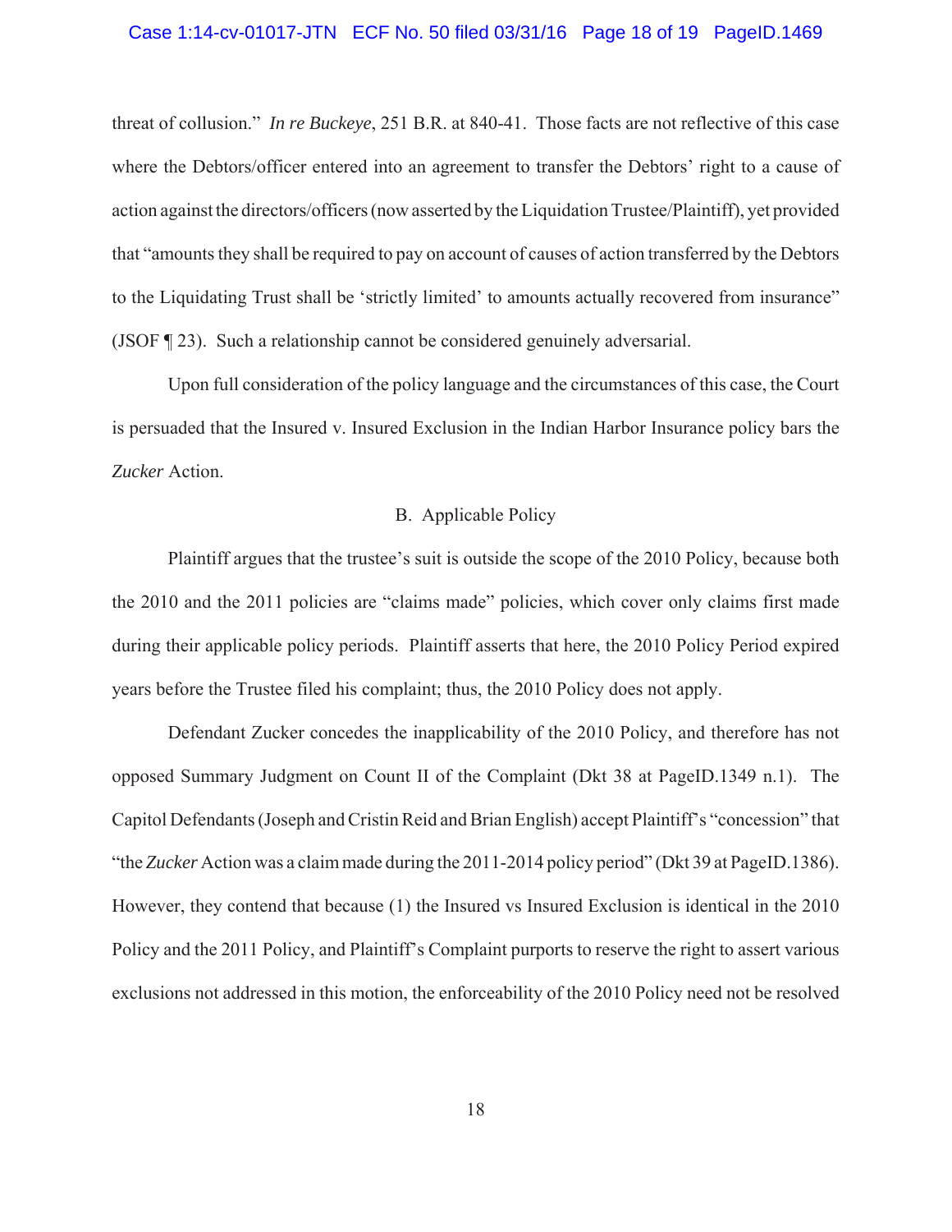threat of collusion." *In re Buckeye*, 251 B.R. at 840-41. Those facts are not reflective of this case where the Debtors/officer entered into an agreement to transfer the Debtors' right to a cause of action against the directors/officers (now asserted by the Liquidation Trustee/Plaintiff), yet provided that "amounts they shall be required to pay on account of causes of action transferred by the Debtors to the Liquidating Trust shall be 'strictly limited' to amounts actually recovered from insurance" (JSOF ¶ 23). Such a relationship cannot be considered genuinely adversarial.

Upon full consideration of the policy language and the circumstances of this case, the Court is persuaded that the Insured v. Insured Exclusion in the Indian Harbor Insurance policy bars the *Zucker* Action.

## B. Applicable Policy

Plaintiff argues that the trustee's suit is outside the scope of the 2010 Policy, because both the 2010 and the 2011 policies are "claims made" policies, which cover only claims first made during their applicable policy periods. Plaintiff asserts that here, the 2010 Policy Period expired years before the Trustee filed his complaint; thus, the 2010 Policy does not apply.

Defendant Zucker concedes the inapplicability of the 2010 Policy, and therefore has not opposed Summary Judgment on Count II of the Complaint (Dkt 38 at PageID.1349 n.1). The Capitol Defendants (Joseph and Cristin Reid and Brian English) accept Plaintiff's "concession" that "the *Zucker* Action was a claim made during the 2011-2014 policy period" (Dkt 39 at PageID.1386). However, they contend that because (1) the Insured vs Insured Exclusion is identical in the 2010 Policy and the 2011 Policy, and Plaintiff's Complaint purports to reserve the right to assert various exclusions not addressed in this motion, the enforceability of the 2010 Policy need not be resolved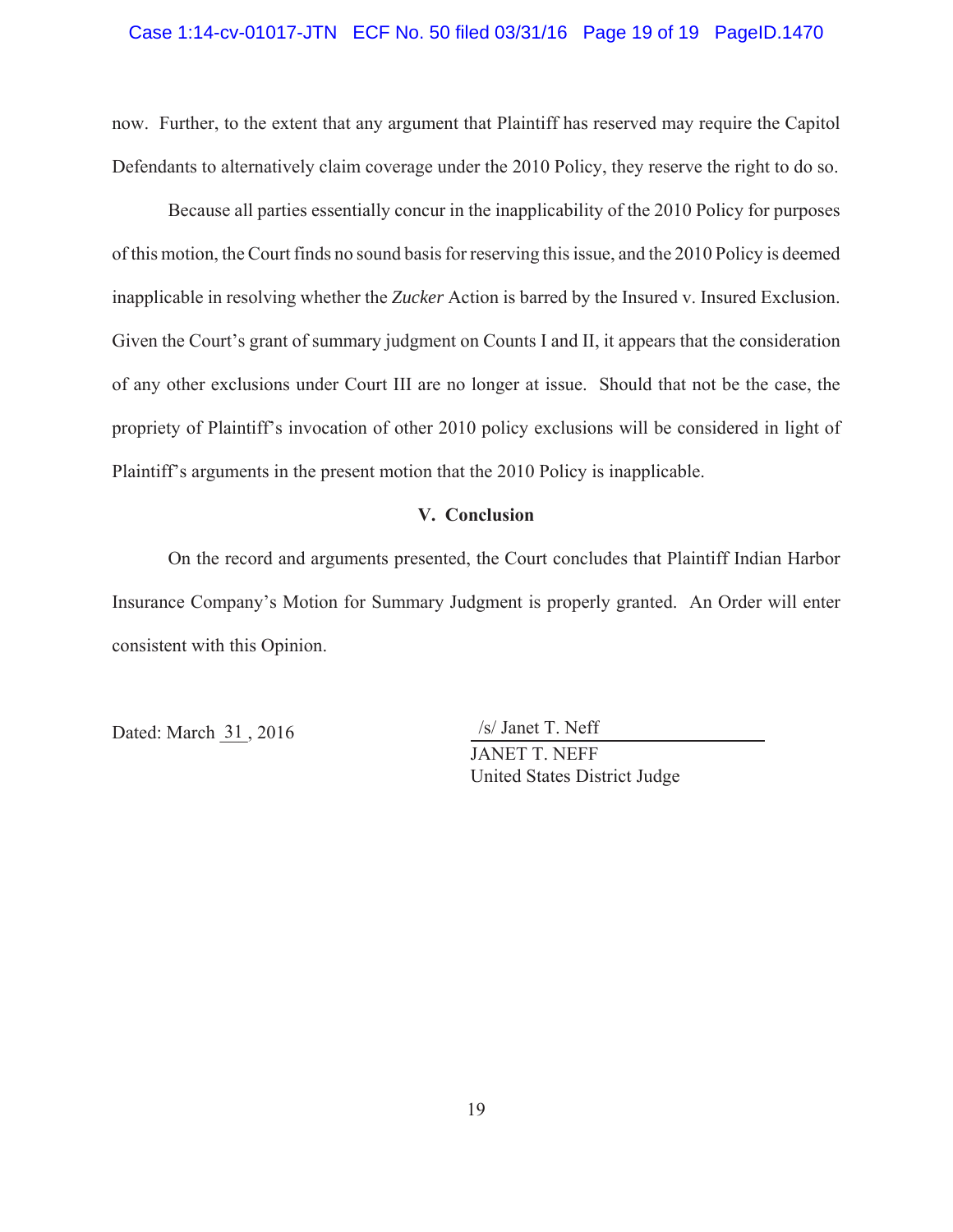now. Further, to the extent that any argument that Plaintiff has reserved may require the Capitol Defendants to alternatively claim coverage under the 2010 Policy, they reserve the right to do so.

Because all parties essentially concur in the inapplicability of the 2010 Policy for purposes of this motion, the Court finds no sound basis for reserving this issue, and the 2010 Policy is deemed inapplicable in resolving whether the *Zucker* Action is barred by the Insured v. Insured Exclusion. Given the Court's grant of summary judgment on Counts I and II, it appears that the consideration of any other exclusions under Court III are no longer at issue. Should that not be the case, the propriety of Plaintiff's invocation of other 2010 policy exclusions will be considered in light of Plaintiff's arguments in the present motion that the 2010 Policy is inapplicable.

**V. Conclusion**

On the record and arguments presented, the Court concludes that Plaintiff Indian Harbor Insurance Company's Motion for Summary Judgment is properly granted. An Order will enter consistent with this Opinion.

Dated: March 31, 2016

/s/ Janet T. Neff
JANET T. NEFF
United States District Judge